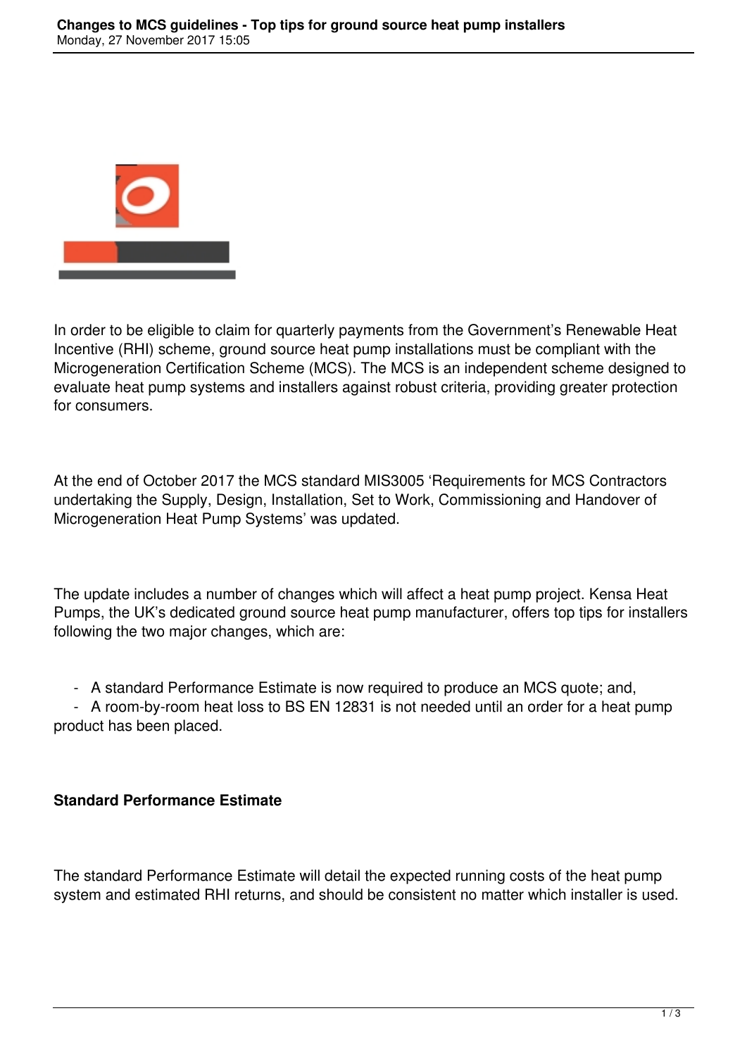In order to be eligible to claim for quarterly payments from the Government's Renewable Heat Incentive (RHI) scheme, ground source heat pump installations must be compliant with the Microgeneration Certification Scheme (MCS). The MCS is an independent scheme designed to evaluate heat pump systems and installers against robust criteria, providing greater protection for consumers.

At the end of October 2017 the MCS standard MIS3005 'Requirements for MCS Contractors undertaking the Supply, Design, Installation, Set to Work, Commissioning and Handover of Microgeneration Heat Pump Systems' was updated.

The update includes a number of changes which will affect a heat pump project. Kensa Heat Pumps, the UK's dedicated ground source heat pump manufacturer, offers top tips for installers following the two major changes, which are:

- A standard Performance Estimate is now required to produce an MCS quote; and,
- A room-by-room heat loss to BS EN 12831 is not needed until an order for a heat pump product has been placed.

**Standard Performance Estimate**

The standard Performance Estimate will detail the expected running costs of the heat pump system and estimated RHI returns, and should be consistent no matter which installer is used.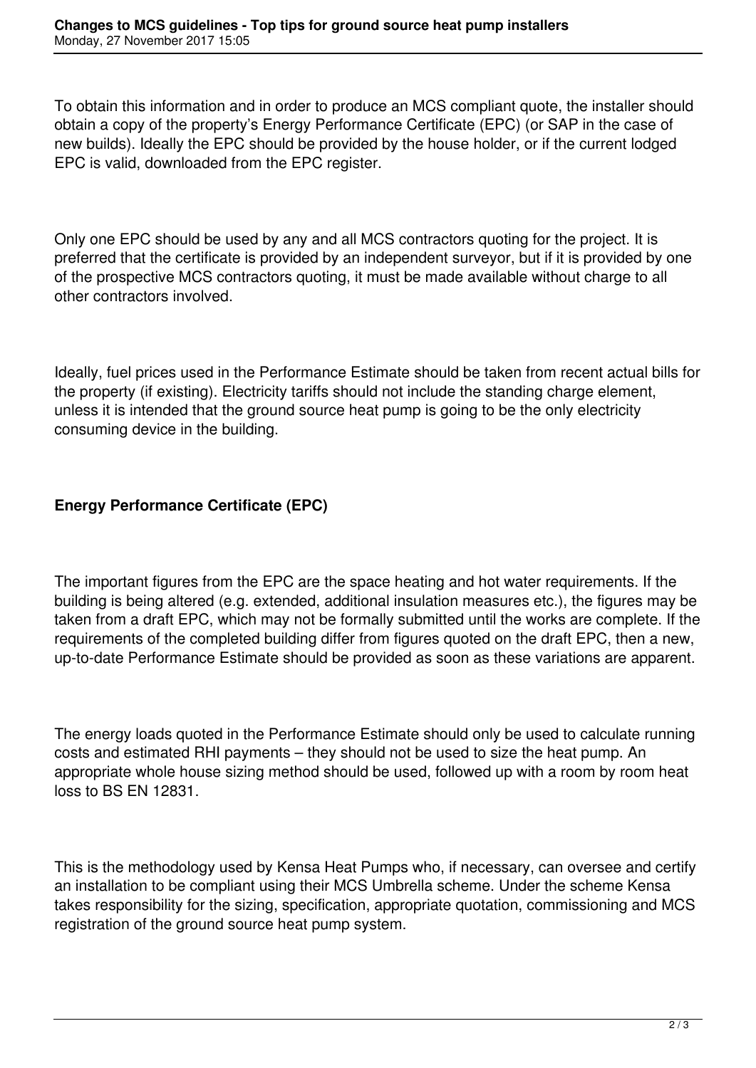To obtain this information and in order to produce an MCS compliant quote, the installer should obtain a copy of the property's Energy Performance Certificate (EPC) (or SAP in the case of new builds). Ideally the EPC should be provided by the house holder, or if the current lodged EPC is valid, downloaded from the EPC register.

Only one EPC should be used by any and all MCS contractors quoting for the project. It is preferred that the certificate is provided by an independent surveyor, but if it is provided by one of the prospective MCS contractors quoting, it must be made available without charge to all other contractors involved.

Ideally, fuel prices used in the Performance Estimate should be taken from recent actual bills for the property (if existing). Electricity tariffs should not include the standing charge element, unless it is intended that the ground source heat pump is going to be the only electricity consuming device in the building.

**Energy Performance Certificate (EPC)**

The important figures from the EPC are the space heating and hot water requirements. If the building is being altered (e.g. extended, additional insulation measures etc.), the figures may be taken from a draft EPC, which may not be formally submitted until the works are complete. If the requirements of the completed building differ from figures quoted on the draft EPC, then a new, up-to-date Performance Estimate should be provided as soon as these variations are apparent.

The energy loads quoted in the Performance Estimate should only be used to calculate running costs and estimated RHI payments – they should not be used to size the heat pump. An appropriate whole house sizing method should be used, followed up with a room by room heat loss to BS EN 12831.

This is the methodology used by Kensa Heat Pumps who, if necessary, can oversee and certify an installation to be compliant using their MCS Umbrella scheme. Under the scheme Kensa takes responsibility for the sizing, specification, appropriate quotation, commissioning and MCS registration of the ground source heat pump system.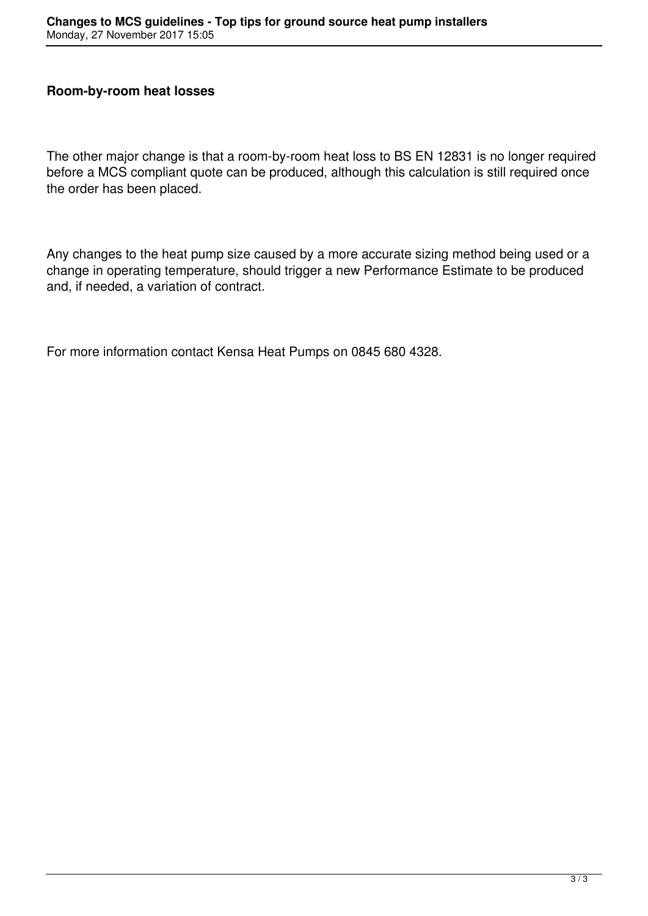**Room-by-room heat losses**

The other major change is that a room-by-room heat loss to BS EN 12831 is no longer required before a MCS compliant quote can be produced, although this calculation is still required once the order has been placed.

Any changes to the heat pump size caused by a more accurate sizing method being used or a change in operating temperature, should trigger a new Performance Estimate to be produced and, if needed, a variation of contract.

For more information contact Kensa Heat Pumps on 0845 680 4328.